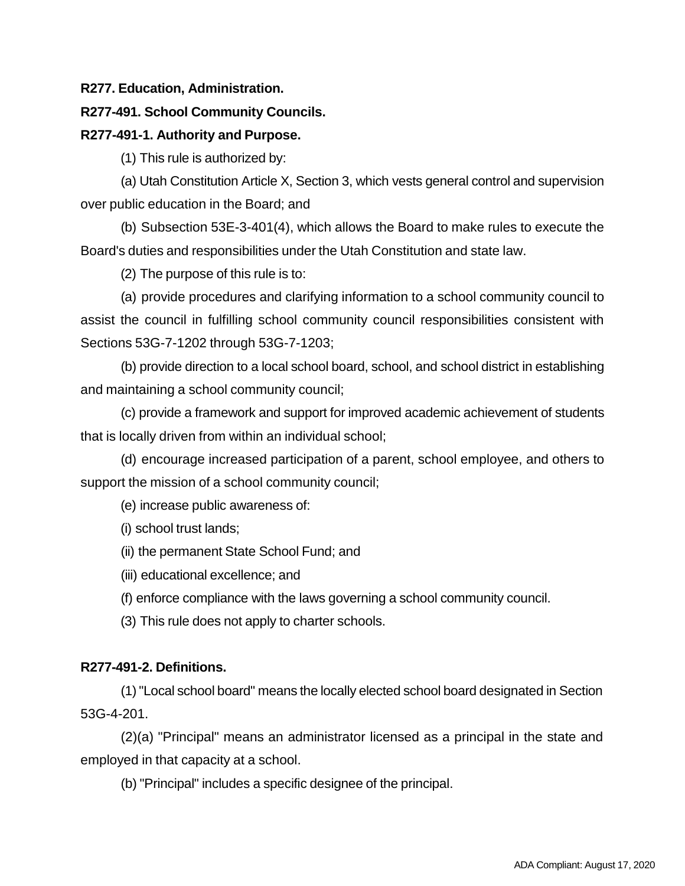**R277. Education, Administration.**

**R277-491. School Community Councils.**

**R277-491-1. Authority and Purpose.**

(1) This rule is authorized by:

(a) Utah Constitution Article X, Section 3, which vests general control and supervision over public education in the Board; and

(b) Subsection 53E-3-401(4), which allows the Board to make rules to execute the Board's duties and responsibilities under the Utah Constitution and state law.

(2) The purpose of this rule is to:

(a) provide procedures and clarifying information to a school community council to assist the council in fulfilling school community council responsibilities consistent with Sections 53G-7-1202 through 53G-7-1203;

(b) provide direction to a local school board, school, and school district in establishing and maintaining a school community council;

(c) provide a framework and support for improved academic achievement of students that is locally driven from within an individual school;

(d) encourage increased participation of a parent, school employee, and others to support the mission of a school community council;

(e) increase public awareness of:

(i) school trust lands;

(ii) the permanent State School Fund; and

(iii) educational excellence; and

(f) enforce compliance with the laws governing a school community council.

(3) This rule does not apply to charter schools.

**R277-491-2. Definitions.**

(1) "Local school board" means the locally elected school board designated in Section 53G-4-201.

(2)(a) "Principal" means an administrator licensed as a principal in the state and employed in that capacity at a school.

(b) "Principal" includes a specific designee of the principal.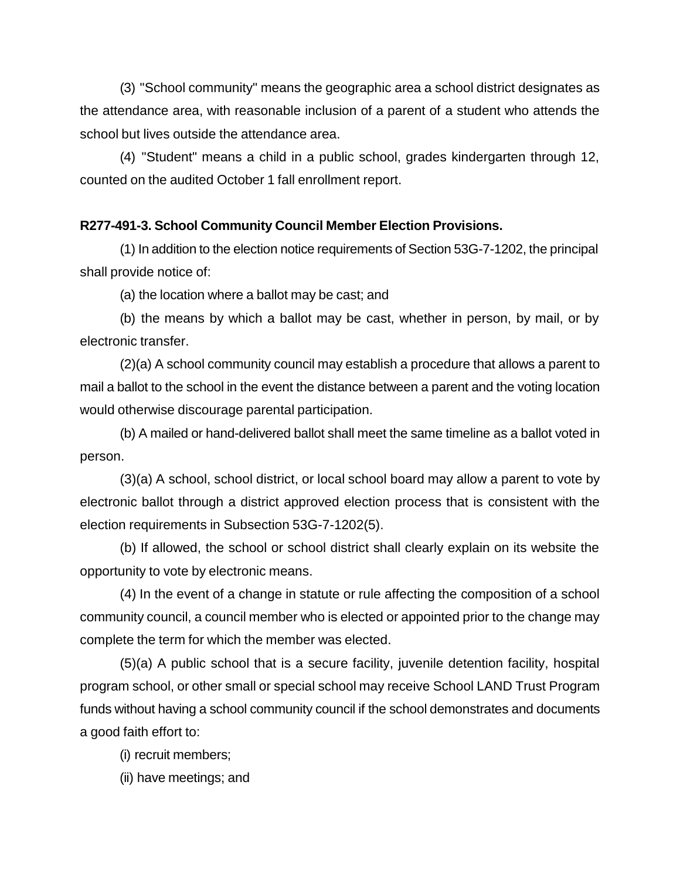(3) "School community" means the geographic area a school district designates as the attendance area, with reasonable inclusion of a parent of a student who attends the school but lives outside the attendance area.

(4) "Student" means a child in a public school, grades kindergarten through 12, counted on the audited October 1 fall enrollment report.

**R277-491-3. School Community Council Member Election Provisions.**

(1) In addition to the election notice requirements of Section 53G-7-1202, the principal shall provide notice of:

(a) the location where a ballot may be cast; and

(b) the means by which a ballot may be cast, whether in person, by mail, or by electronic transfer.

(2)(a) A school community council may establish a procedure that allows a parent to mail a ballot to the school in the event the distance between a parent and the voting location would otherwise discourage parental participation.

(b) A mailed or hand-delivered ballot shall meet the same timeline as a ballot voted in person.

(3)(a) A school, school district, or local school board may allow a parent to vote by electronic ballot through a district approved election process that is consistent with the election requirements in Subsection 53G-7-1202(5).

(b) If allowed, the school or school district shall clearly explain on its website the opportunity to vote by electronic means.

(4) In the event of a change in statute or rule affecting the composition of a school community council, a council member who is elected or appointed prior to the change may complete the term for which the member was elected.

(5)(a) A public school that is a secure facility, juvenile detention facility, hospital program school, or other small or special school may receive School LAND Trust Program funds without having a school community council if the school demonstrates and documents a good faith effort to:

(i) recruit members;

(ii) have meetings; and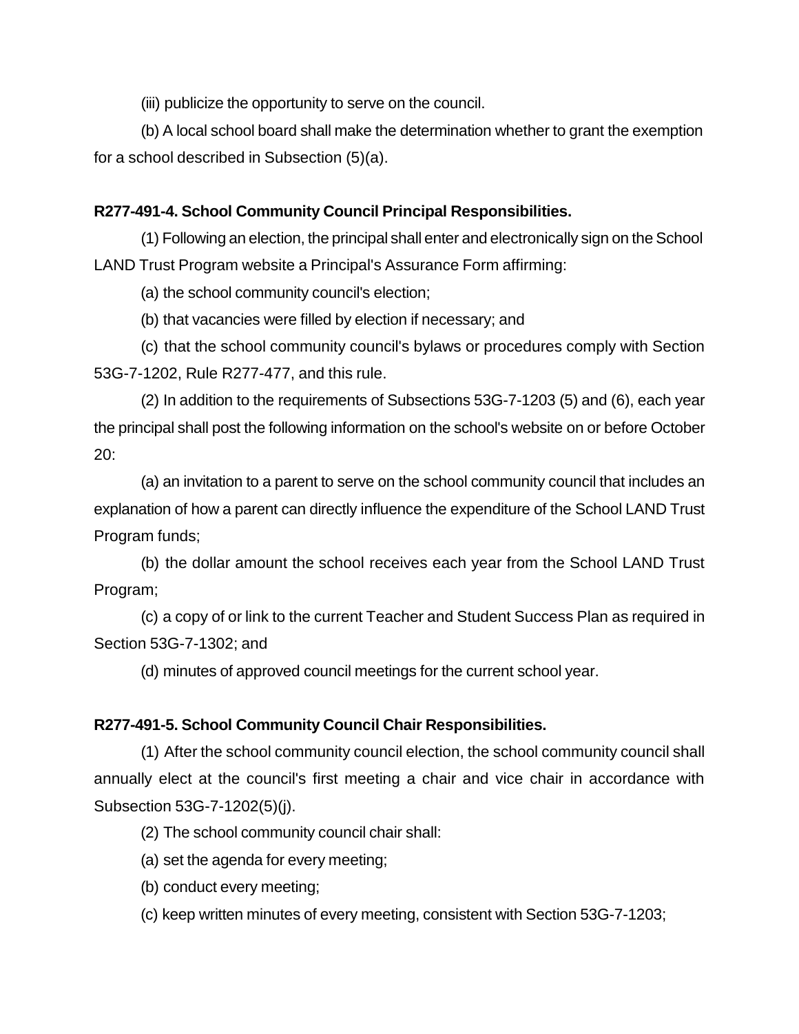(iii) publicize the opportunity to serve on the council.

(b) A local school board shall make the determination whether to grant the exemption for a school described in Subsection (5)(a).

**R277-491-4. School Community Council Principal Responsibilities.**

(1) Following an election, the principal shall enter and electronically sign on the School LAND Trust Program website a Principal's Assurance Form affirming:

(a) the school community council's election;

(b) that vacancies were filled by election if necessary; and

(c) that the school community council's bylaws or procedures comply with Section 53G-7-1202, Rule R277-477, and this rule.

(2) In addition to the requirements of Subsections 53G-7-1203 (5) and (6), each year the principal shall post the following information on the school's website on or before October 20:

(a) an invitation to a parent to serve on the school community council that includes an explanation of how a parent can directly influence the expenditure of the School LAND Trust Program funds;

(b) the dollar amount the school receives each year from the School LAND Trust Program;

(c) a copy of or link to the current Teacher and Student Success Plan as required in Section 53G-7-1302; and

(d) minutes of approved council meetings for the current school year.

**R277-491-5. School Community Council Chair Responsibilities.**

(1) After the school community council election, the school community council shall annually elect at the council's first meeting a chair and vice chair in accordance with Subsection 53G-7-1202(5)(j).

(2) The school community council chair shall:

(a) set the agenda for every meeting;

(b) conduct every meeting;

(c) keep written minutes of every meeting, consistent with Section 53G-7-1203;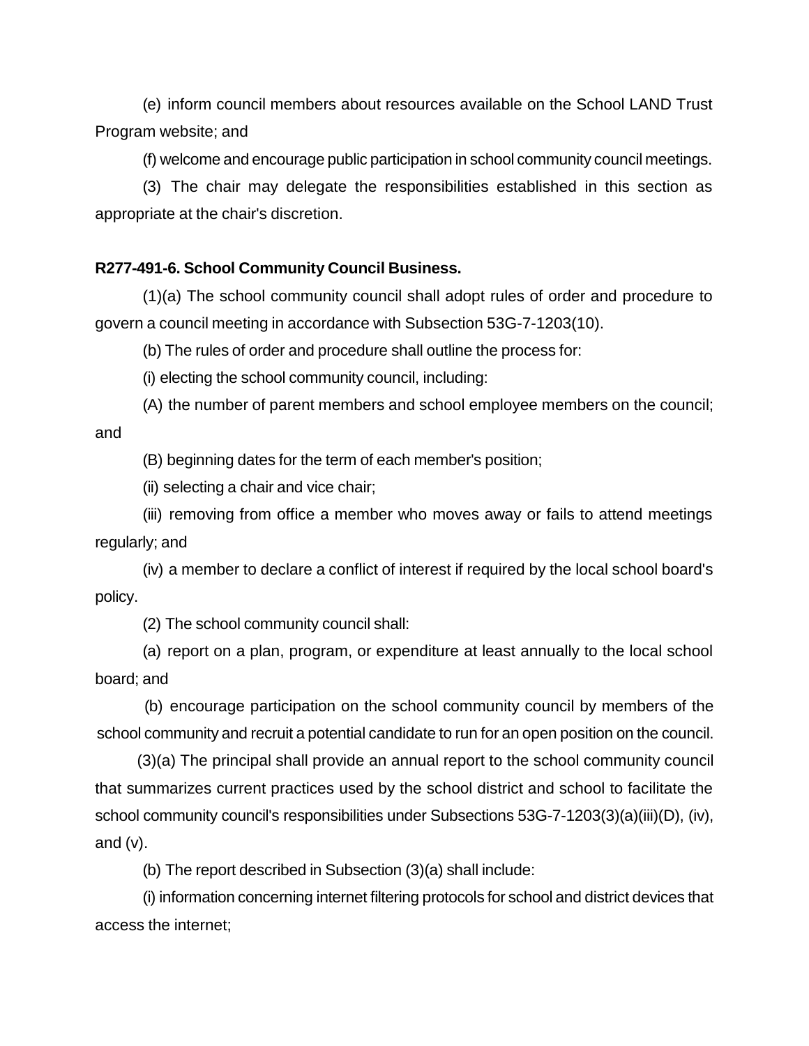(e) inform council members about resources available on the School LAND Trust Program website; and

(f) welcome and encourage public participation in school community council meetings.

(3) The chair may delegate the responsibilities established in this section as appropriate at the chair's discretion.

**R277-491-6. School Community Council Business.**

(1)(a) The school community council shall adopt rules of order and procedure to govern a council meeting in accordance with Subsection 53G-7-1203(10).

(b) The rules of order and procedure shall outline the process for:

(i) electing the school community council, including:

(A) the number of parent members and school employee members on the council; and

(B) beginning dates for the term of each member's position;

(ii) selecting a chair and vice chair;

(iii) removing from office a member who moves away or fails to attend meetings regularly; and

(iv) a member to declare a conflict of interest if required by the local school board's policy.

(2) The school community council shall:

(a) report on a plan, program, or expenditure at least annually to the local school board; and

(b) encourage participation on the school community council by members of the school community and recruit a potential candidate to run for an open position on the council.

(3)(a) The principal shall provide an annual report to the school community council that summarizes current practices used by the school district and school to facilitate the school community council's responsibilities under Subsections 53G-7-1203(3)(a)(iii)(D), (iv), and (v).

(b) The report described in Subsection (3)(a) shall include:

(i) information concerning internet filtering protocols for school and district devices that access the internet;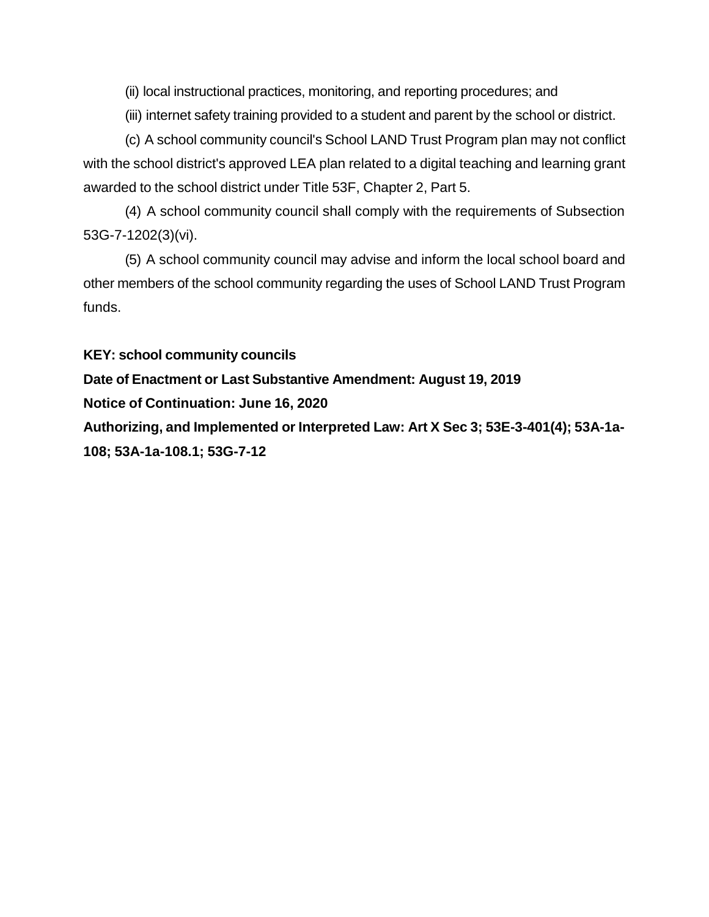(ii) local instructional practices, monitoring, and reporting procedures; and

(iii) internet safety training provided to a student and parent by the school or district.

(c) A school community council's School LAND Trust Program plan may not conflict with the school district's approved LEA plan related to a digital teaching and learning grant awarded to the school district under Title 53F, Chapter 2, Part 5.

(4) A school community council shall comply with the requirements of Subsection 53G-7-1202(3)(vi).

(5) A school community council may advise and inform the local school board and other members of the school community regarding the uses of School LAND Trust Program funds.

**KEY: school community councils**

**Date of Enactment or Last Substantive Amendment: August 19, 2019**

**Notice of Continuation: June 16, 2020**

**Authorizing, and Implemented or Interpreted Law: Art X Sec 3; 53E-3-401(4); 53A-1a-108; 53A-1a-108.1; 53G-7-12**